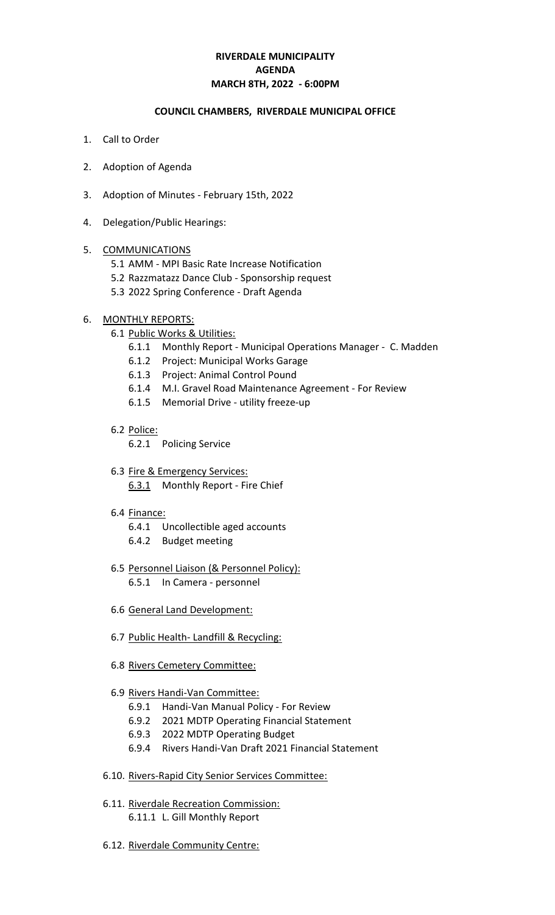# RIVERDALE MUNICIPALITY
# AGENDA
# MARCH 8TH, 2022 - 6:00PM

## COUNCIL CHAMBERS, RIVERDALE MUNICIPAL OFFICE

1. Call to Order

2. Adoption of Agenda

3. Adoption of Minutes - February 15th, 2022

4. Delegation/Public Hearings:

5. COMMUNICATIONS
   - 5.1 AMM - MPI Basic Rate Increase Notification
   - 5.2 Razzmatazz Dance Club - Sponsorship request
   - 5.3 2022 Spring Conference - Draft Agenda

6. MONTHLY REPORTS:
   - 6.1 Public Works & Utilities:
     - 6.1.1 Monthly Report - Municipal Operations Manager - C. Madden
     - 6.1.2 Project: Municipal Works Garage
     - 6.1.3 Project: Animal Control Pound
     - 6.1.4 M.I. Gravel Road Maintenance Agreement - For Review
     - 6.1.5 Memorial Drive - utility freeze-up
   - 6.2 Police:
     - 6.2.1 Policing Service
   - 6.3 Fire & Emergency Services:
     - 6.3.1 Monthly Report - Fire Chief
   - 6.4 Finance:
     - 6.4.1 Uncollectible aged accounts
     - 6.4.2 Budget meeting
   - 6.5 Personnel Liaison (& Personnel Policy):
     - 6.5.1 In Camera - personnel
   - 6.6 General Land Development:
   - 6.7 Public Health- Landfill & Recycling:
   - 6.8 Rivers Cemetery Committee:
   - 6.9 Rivers Handi-Van Committee:
     - 6.9.1 Handi-Van Manual Policy - For Review
     - 6.9.2 2021 MDTP Operating Financial Statement
     - 6.9.3 2022 MDTP Operating Budget
     - 6.9.4 Rivers Handi-Van Draft 2021 Financial Statement
   - 6.10. Rivers-Rapid City Senior Services Committee:
   - 6.11. Riverdale Recreation Commission:
     - 6.11.1 L. Gill Monthly Report
   - 6.12. Riverdale Community Centre: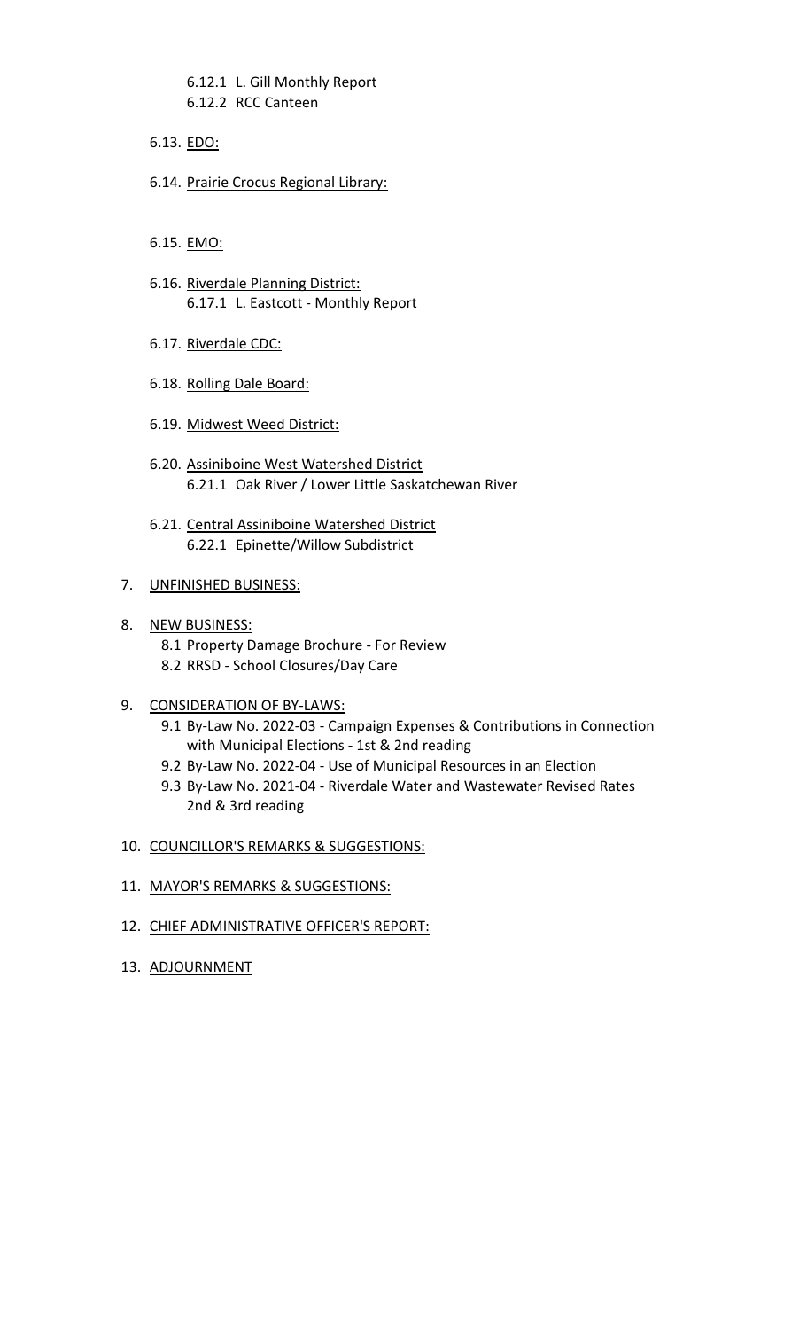- 6.12.1 L. Gill Monthly Report
- 6.12.2 RCC Canteen

6.13. EDO:

6.14. Prairie Crocus Regional Library:

6.15. EMO:

6.16. Riverdale Planning District:
- 6.17.1 L. Eastcott - Monthly Report

6.17. Riverdale CDC:

6.18. Rolling Dale Board:

6.19. Midwest Weed District:

6.20. Assiniboine West Watershed District
- 6.21.1 Oak River / Lower Little Saskatchewan River

6.21. Central Assiniboine Watershed District
- 6.22.1 Epinette/Willow Subdistrict

7. UNFINISHED BUSINESS:

8. NEW BUSINESS:
   - 8.1 Property Damage Brochure - For Review
   - 8.2 RRSD - School Closures/Day Care

9. CONSIDERATION OF BY-LAWS:
   - 9.1 By-Law No. 2022-03 - Campaign Expenses & Contributions in Connection with Municipal Elections - 1st & 2nd reading
   - 9.2 By-Law No. 2022-04 - Use of Municipal Resources in an Election
   - 9.3 By-Law No. 2021-04 - Riverdale Water and Wastewater Revised Rates 2nd & 3rd reading

10. COUNCILLOR'S REMARKS & SUGGESTIONS:

11. MAYOR'S REMARKS & SUGGESTIONS:

12. CHIEF ADMINISTRATIVE OFFICER'S REPORT:

13. ADJOURNMENT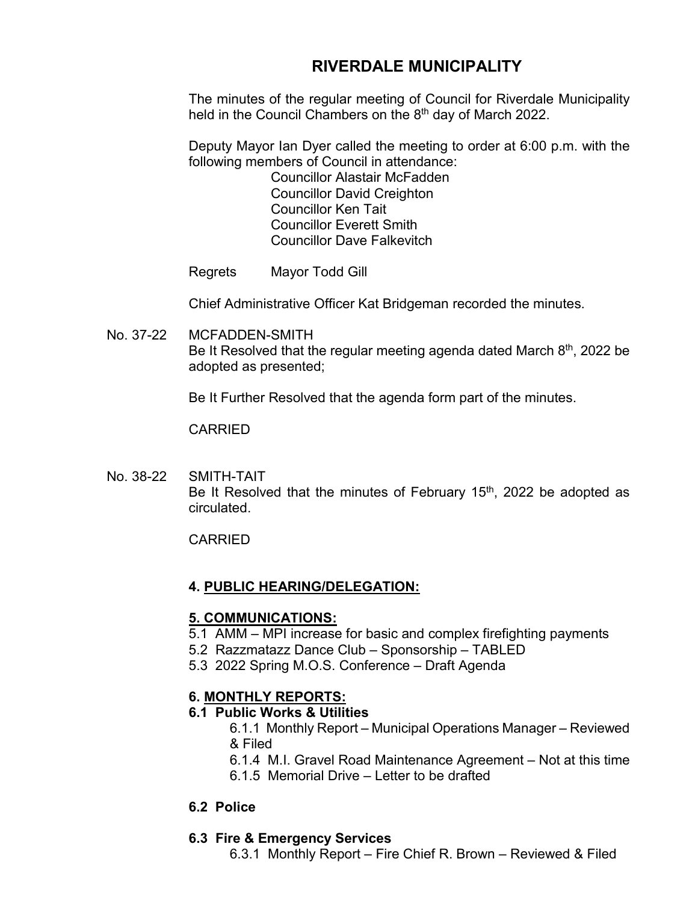# RIVERDALE MUNICIPALITY

The minutes of the regular meeting of Council for Riverdale Municipality held in the Council Chambers on the 8th day of March 2022.

Deputy Mayor Ian Dyer called the meeting to order at 6:00 p.m. with the following members of Council in attendance:

Councillor Alastair McFadden
Councillor David Creighton
Councillor Ken Tait
Councillor Everett Smith
Councillor Dave Falkevitch

Regrets Mayor Todd Gill

Chief Administrative Officer Kat Bridgeman recorded the minutes.

No. 37-22 MCFADDEN-SMITH
Be It Resolved that the regular meeting agenda dated March 8th, 2022 be adopted as presented;

Be It Further Resolved that the agenda form part of the minutes.

CARRIED

No. 38-22 SMITH-TAIT
Be It Resolved that the minutes of February 15th, 2022 be adopted as circulated.

CARRIED

**4. PUBLIC HEARING/DELEGATION:**

**5. COMMUNICATIONS:**

5.1 AMM – MPI increase for basic and complex firefighting payments
5.2 Razzmatazz Dance Club – Sponsorship – TABLED
5.3 2022 Spring M.O.S. Conference – Draft Agenda

**6. MONTHLY REPORTS:**

**6.1 Public Works & Utilities**

6.1.1 Monthly Report – Municipal Operations Manager – Reviewed & Filed
6.1.4 M.I. Gravel Road Maintenance Agreement – Not at this time
6.1.5 Memorial Drive – Letter to be drafted

**6.2 Police**

**6.3 Fire & Emergency Services**

6.3.1 Monthly Report – Fire Chief R. Brown – Reviewed & Filed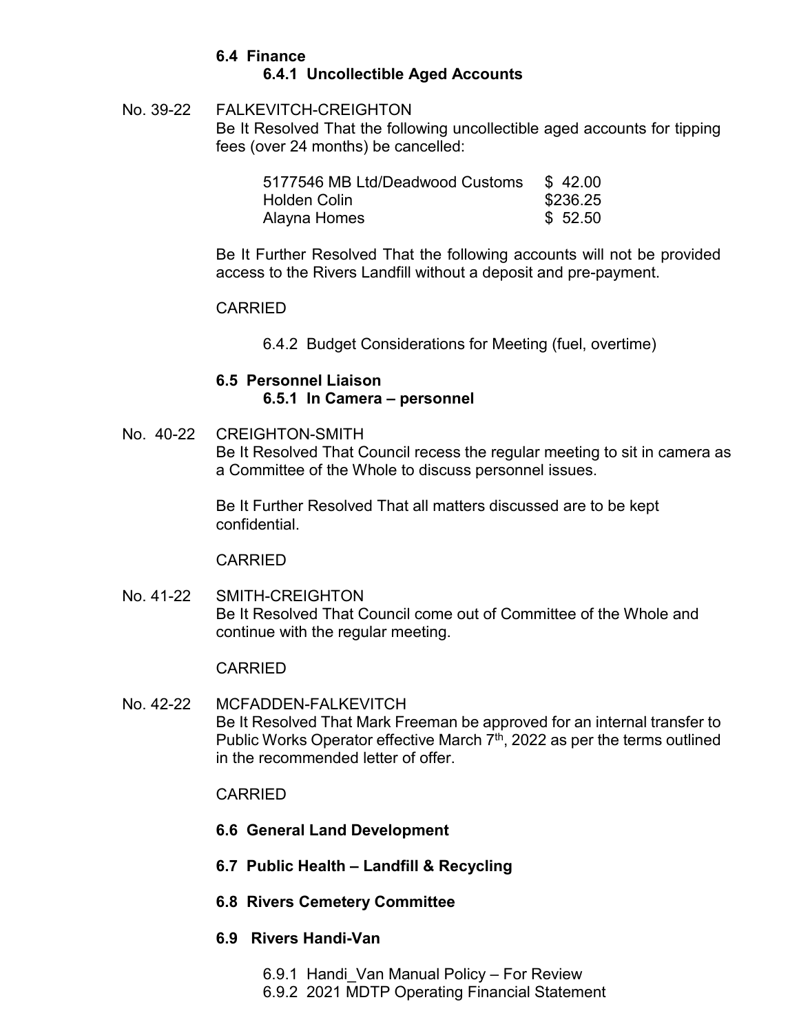### 6.4 Finance

#### 6.4.1 Uncollectible Aged Accounts

No. 39-22 FALKEVITCH-CREIGHTON

Be It Resolved That the following uncollectible aged accounts for tipping fees (over 24 months) be cancelled:

| | |
|---|---|
| 5177546 MB Ltd/Deadwood Customs | $ 42.00 |
| Holden Colin | $236.25 |
| Alayna Homes | $ 52.50 |

Be It Further Resolved That the following accounts will not be provided access to the Rivers Landfill without a deposit and pre-payment.

CARRIED

6.4.2 Budget Considerations for Meeting (fuel, overtime)

### 6.5 Personnel Liaison

#### 6.5.1 In Camera – personnel

No. 40-22 CREIGHTON-SMITH

Be It Resolved That Council recess the regular meeting to sit in camera as a Committee of the Whole to discuss personnel issues.

Be It Further Resolved That all matters discussed are to be kept confidential.

CARRIED

No. 41-22 SMITH-CREIGHTON

Be It Resolved That Council come out of Committee of the Whole and continue with the regular meeting.

CARRIED

No. 42-22 MCFADDEN-FALKEVITCH

Be It Resolved That Mark Freeman be approved for an internal transfer to Public Works Operator effective March 7th, 2022 as per the terms outlined in the recommended letter of offer.

CARRIED

### 6.6 General Land Development

### 6.7 Public Health – Landfill & Recycling

### 6.8 Rivers Cemetery Committee

### 6.9 Rivers Handi-Van

6.9.1 Handi_Van Manual Policy – For Review

6.9.2 2021 MDTP Operating Financial Statement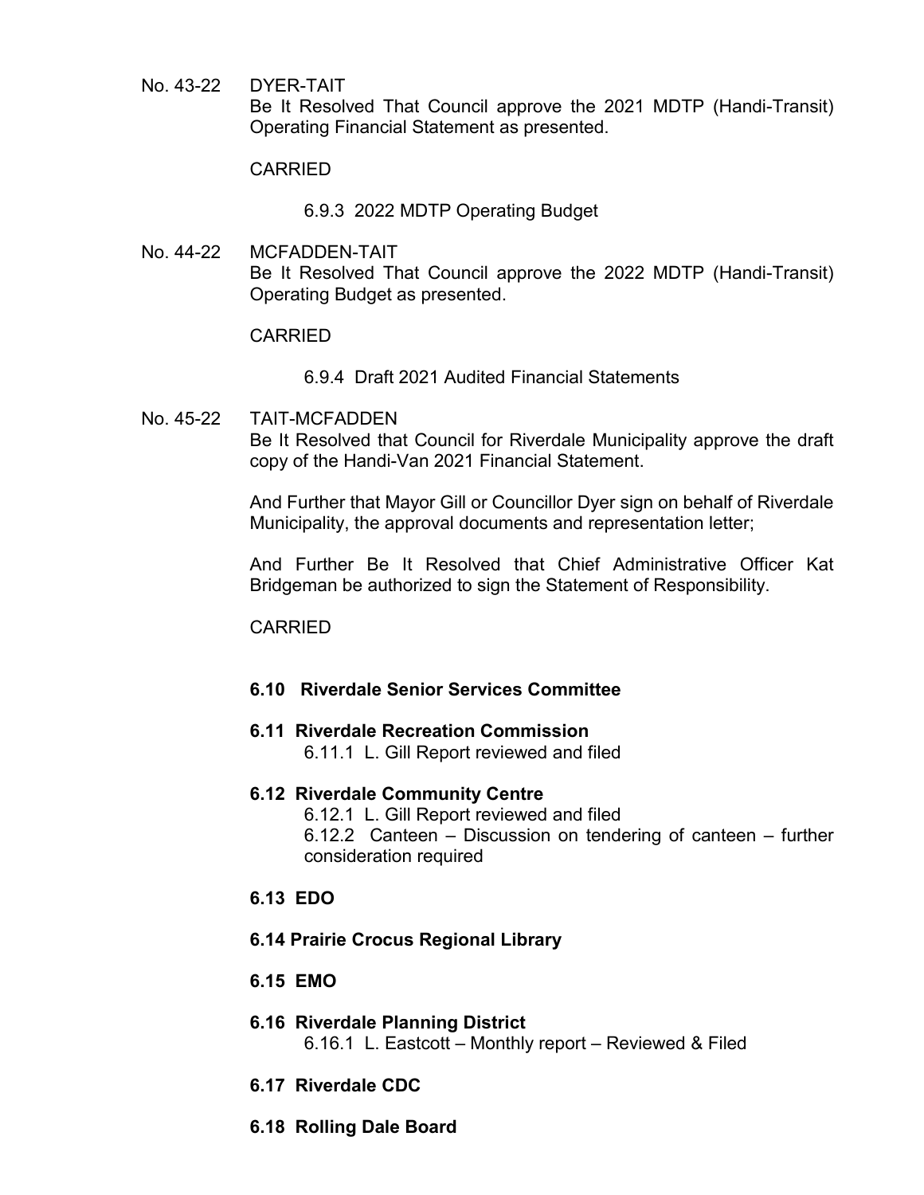No. 43-22 DYER-TAIT

Be It Resolved That Council approve the 2021 MDTP (Handi-Transit) Operating Financial Statement as presented.

CARRIED

6.9.3 2022 MDTP Operating Budget

No. 44-22 MCFADDEN-TAIT

Be It Resolved That Council approve the 2022 MDTP (Handi-Transit) Operating Budget as presented.

CARRIED

6.9.4 Draft 2021 Audited Financial Statements

No. 45-22 TAIT-MCFADDEN

Be It Resolved that Council for Riverdale Municipality approve the draft copy of the Handi-Van 2021 Financial Statement.

And Further that Mayor Gill or Councillor Dyer sign on behalf of Riverdale Municipality, the approval documents and representation letter;

And Further Be It Resolved that Chief Administrative Officer Kat Bridgeman be authorized to sign the Statement of Responsibility.

CARRIED

**6.10 Riverdale Senior Services Committee**

**6.11 Riverdale Recreation Commission**

6.11.1 L. Gill Report reviewed and filed

**6.12 Riverdale Community Centre**

6.12.1 L. Gill Report reviewed and filed

6.12.2 Canteen – Discussion on tendering of canteen – further consideration required

**6.13 EDO**

**6.14 Prairie Crocus Regional Library**

**6.15 EMO**

**6.16 Riverdale Planning District**

6.16.1 L. Eastcott – Monthly report – Reviewed & Filed

**6.17 Riverdale CDC**

**6.18 Rolling Dale Board**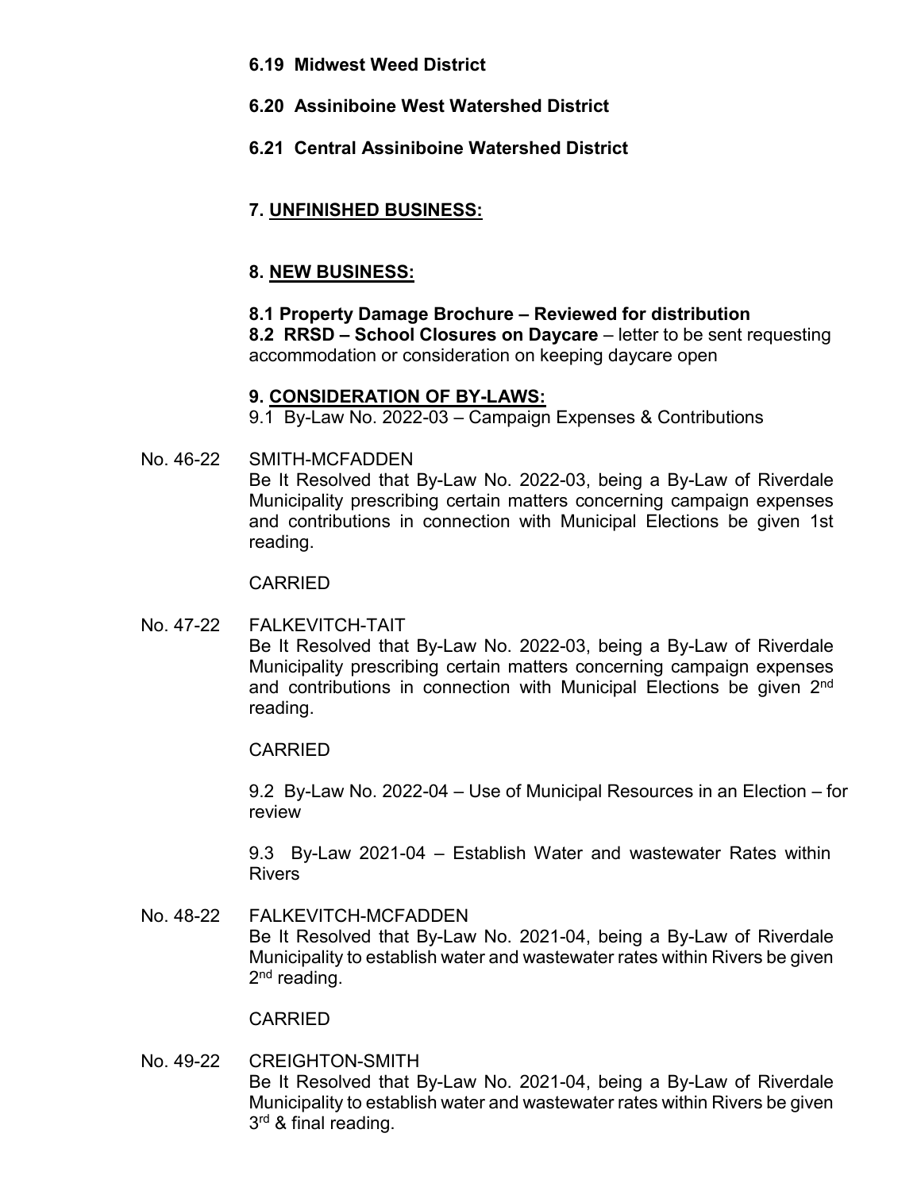**6.19 Midwest Weed District**

**6.20 Assiniboine West Watershed District**

**6.21 Central Assiniboine Watershed District**

## 7. UNFINISHED BUSINESS:

## 8. NEW BUSINESS:

**8.1 Property Damage Brochure – Reviewed for distribution**
**8.2 RRSD – School Closures on Daycare** – letter to be sent requesting accommodation or consideration on keeping daycare open

## 9. CONSIDERATION OF BY-LAWS:

9.1 By-Law No. 2022-03 – Campaign Expenses & Contributions

No. 46-22 SMITH-MCFADDEN
Be It Resolved that By-Law No. 2022-03, being a By-Law of Riverdale Municipality prescribing certain matters concerning campaign expenses and contributions in connection with Municipal Elections be given 1st reading.

CARRIED

No. 47-22 FALKEVITCH-TAIT
Be It Resolved that By-Law No. 2022-03, being a By-Law of Riverdale Municipality prescribing certain matters concerning campaign expenses and contributions in connection with Municipal Elections be given 2nd reading.

CARRIED

9.2 By-Law No. 2022-04 – Use of Municipal Resources in an Election – for review

9.3 By-Law 2021-04 – Establish Water and wastewater Rates within Rivers

No. 48-22 FALKEVITCH-MCFADDEN
Be It Resolved that By-Law No. 2021-04, being a By-Law of Riverdale Municipality to establish water and wastewater rates within Rivers be given 2nd reading.

CARRIED

No. 49-22 CREIGHTON-SMITH
Be It Resolved that By-Law No. 2021-04, being a By-Law of Riverdale Municipality to establish water and wastewater rates within Rivers be given 3rd & final reading.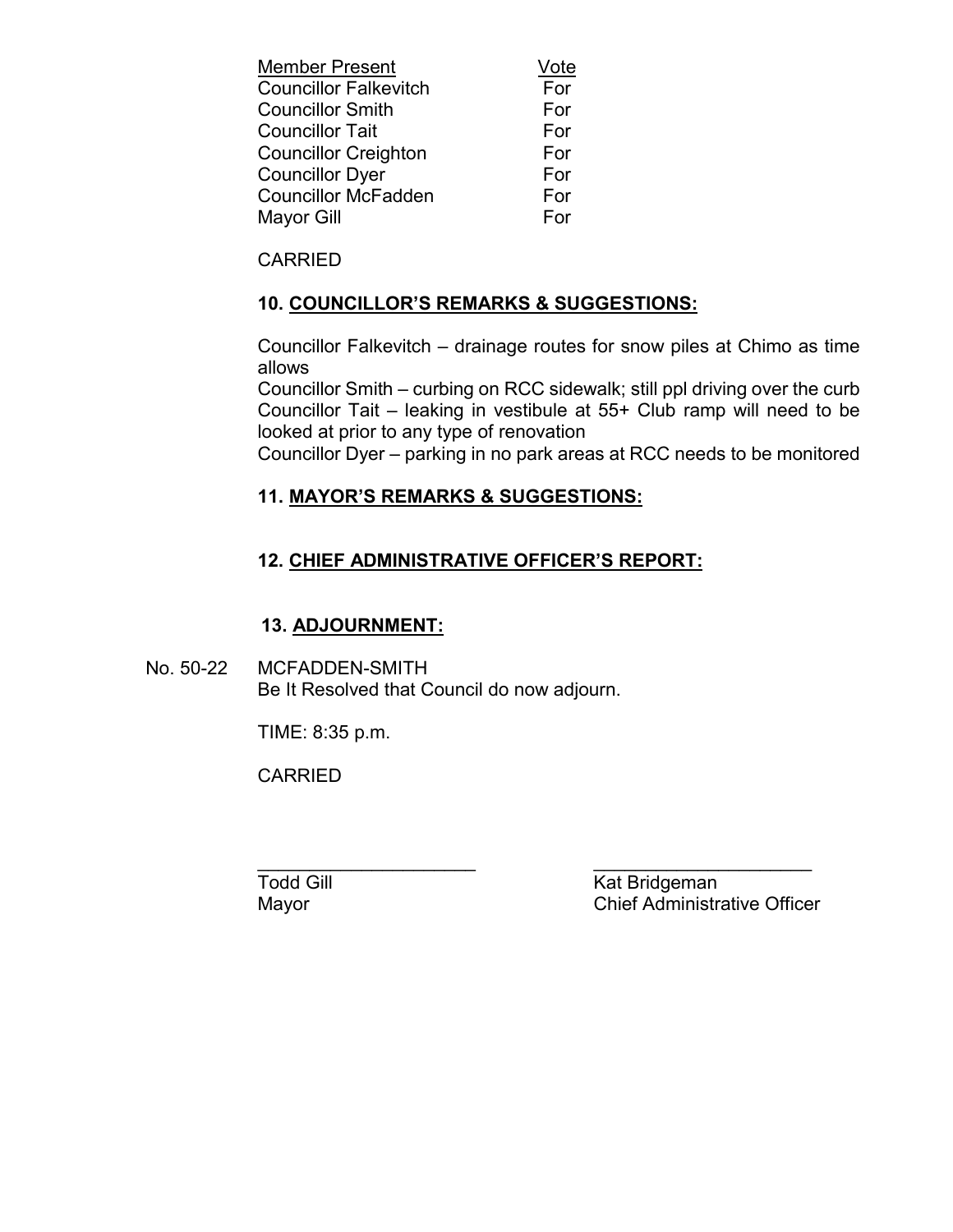| Member Present | Vote |
| --- | --- |
| Councillor Falkevitch | For |
| Councillor Smith | For |
| Councillor Tait | For |
| Councillor Creighton | For |
| Councillor Dyer | For |
| Councillor McFadden | For |
| Mayor Gill | For |

CARRIED

## 10. COUNCILLOR'S REMARKS & SUGGESTIONS:

Councillor Falkevitch – drainage routes for snow piles at Chimo as time allows
Councillor Smith – curbing on RCC sidewalk; still ppl driving over the curb
Councillor Tait – leaking in vestibule at 55+ Club ramp will need to be looked at prior to any type of renovation
Councillor Dyer – parking in no park areas at RCC needs to be monitored

## 11. MAYOR'S REMARKS & SUGGESTIONS:

## 12. CHIEF ADMINISTRATIVE OFFICER'S REPORT:

## 13. ADJOURNMENT:

No. 50-22 MCFADDEN-SMITH
Be It Resolved that Council do now adjourn.

TIME: 8:35 p.m.

CARRIED

______________________
Todd Gill
Mayor

______________________
Kat Bridgeman
Chief Administrative Officer